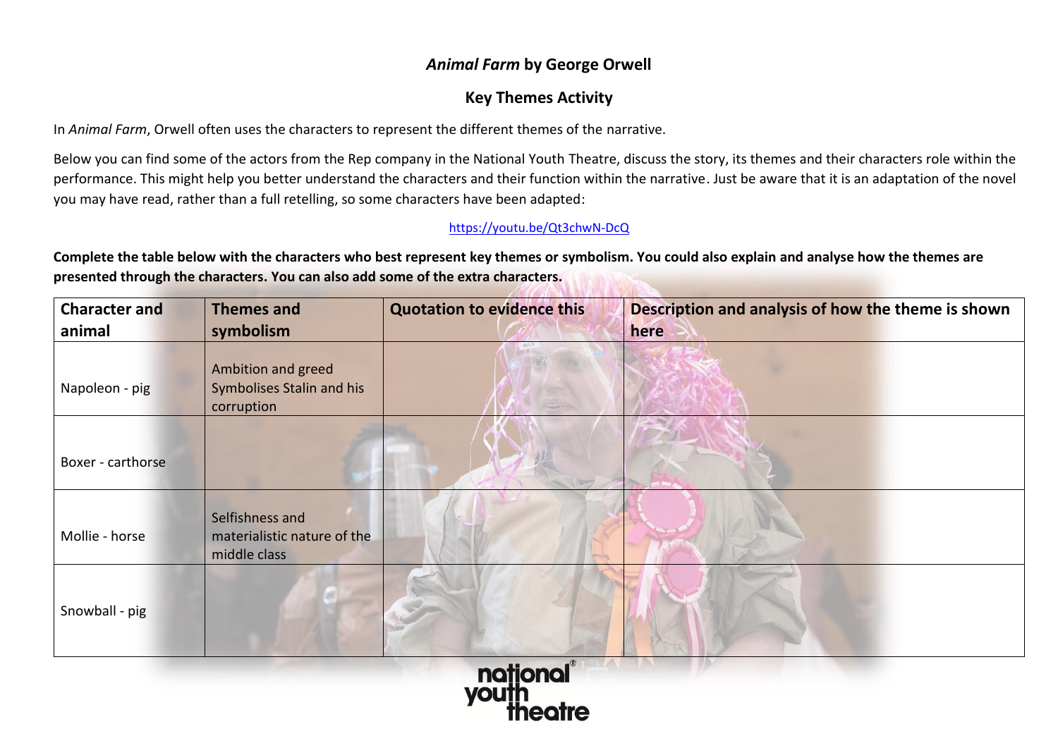## *Animal Farm* by George Orwell

## Key Themes Activity

In *Animal Farm*, Orwell often uses the characters to represent the different themes of the narrative.

Below you can find some of the actors from the Rep company in the National Youth Theatre, discuss the story, its themes and their characters role within the performance. This might help you better understand the characters and their function within the narrative. Just be aware that it is an adaptation of the novel you may have read, rather than a full retelling, so some characters have been adapted:

https://youtu.be/Qt3chwN-DcQ

**Complete the table below with the characters who best represent key themes or symbolism. You could also explain and analyse how the themes are presented through the characters. You can also add some of the extra characters.**

| Character and animal | Themes and symbolism | Quotation to evidence this | Description and analysis of how the theme is shown here |
|---|---|---|---|
| Napoleon - pig | Ambition and greed Symbolises Stalin and his corruption | | |
| Boxer - carthorse | | | |
| Mollie - horse | Selfishness and materialistic nature of the middle class | | |
| Snowball - pig | | | |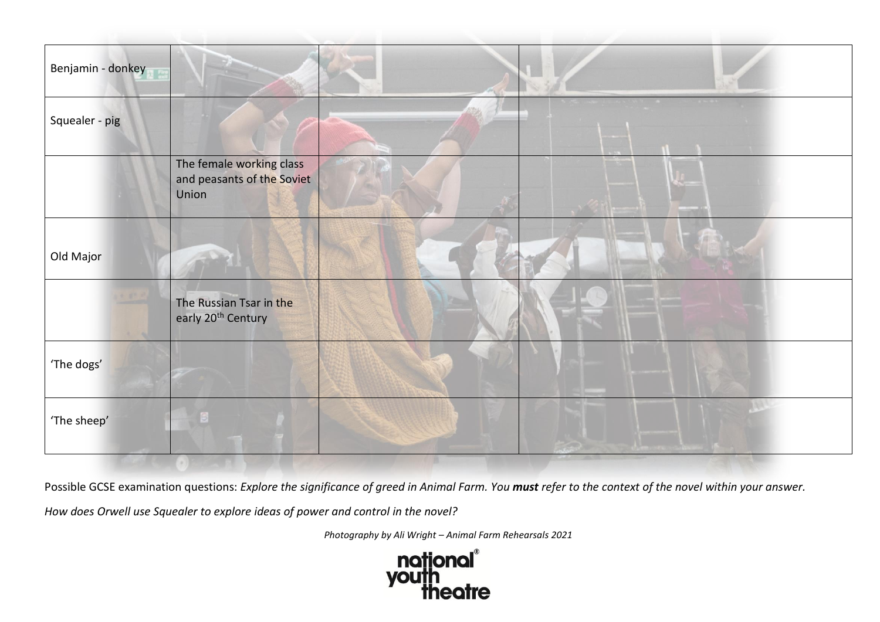| | | | |
|---|---|---|---|
| Benjamin - donkey | | | |
| Squealer - pig | | | |
| | The female working class and peasants of the Soviet Union | | |
| Old Major | | | |
| | The Russian Tsar in the early 20th Century | | |
| 'The dogs' | | | |
| 'The sheep' | | | |

Possible GCSE examination questions: *Explore the significance of greed in Animal Farm. You **must** refer to the context of the novel within your answer.*

*How does Orwell use Squealer to explore ideas of power and control in the novel?*

*Photography by Ali Wright – Animal Farm Rehearsals 2021*

national youth theatre